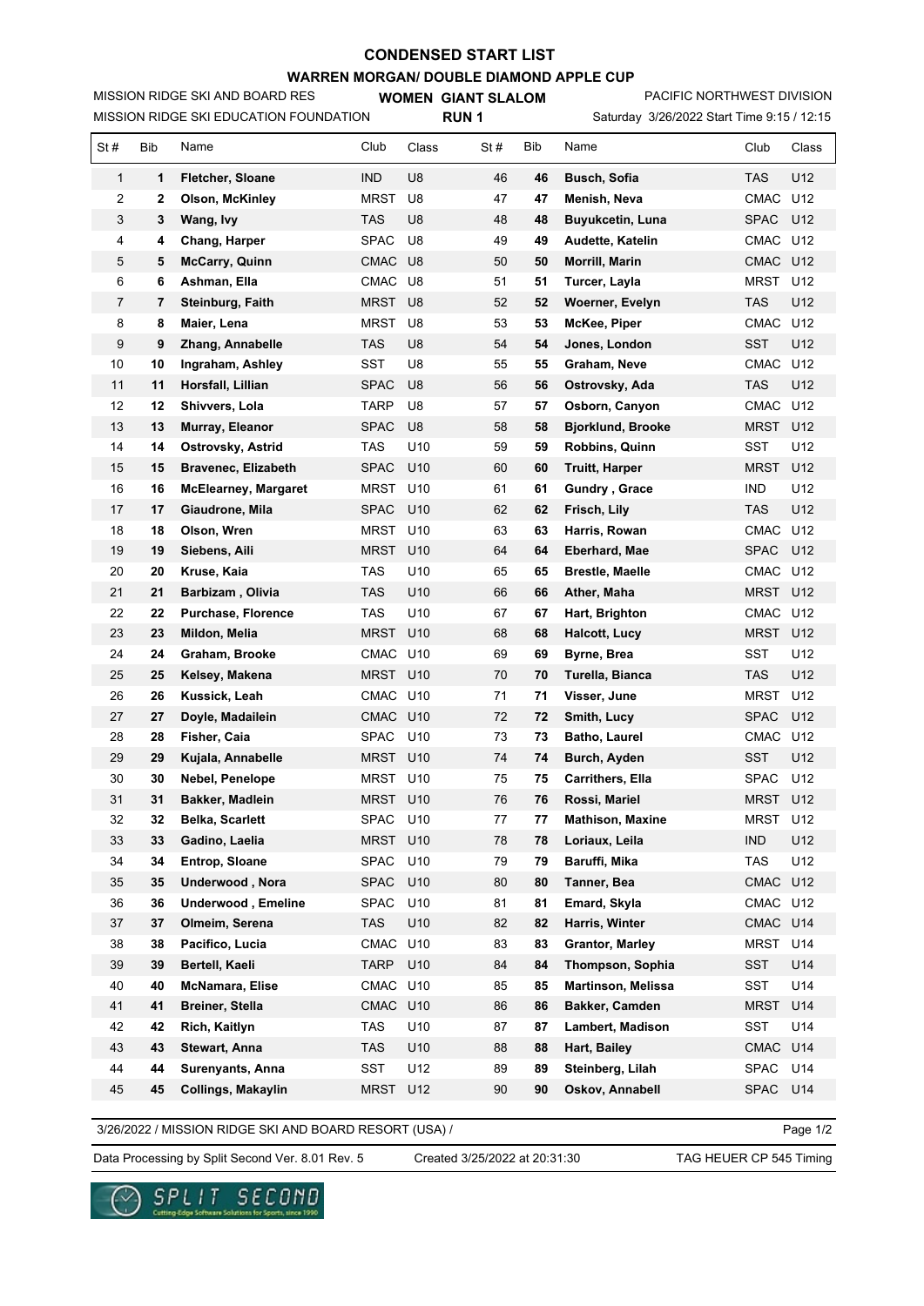# CONDENSED START LIST

## WARREN MORGAN/ DOUBLE DIAMOND APPLE CUP

MISSION RIDGE SKI AND BOARD RES — **WOMEN GIANT SLALOM** — PACIFIC NORTHWEST DIVISION

MISSION RIDGE SKI EDUCATION FOUNDATION — **RUN 1** — Saturday 3/26/2022 Start Time 9:15 / 12:15

| St # | Bib | Name | Club | Class | St # | Bib | Name | Club | Class |
|---|---|---|---|---|---|---|---|---|---|
| 1 | **1** | **Fletcher, Sloane** | IND | U8 | 46 | **46** | **Busch, Sofia** | TAS | U12 |
| 2 | **2** | **Olson, McKinley** | MRST | U8 | 47 | **47** | **Menish, Neva** | CMAC | U12 |
| 3 | **3** | **Wang, Ivy** | TAS | U8 | 48 | **48** | **Buyukcetin, Luna** | SPAC | U12 |
| 4 | **4** | **Chang, Harper** | SPAC | U8 | 49 | **49** | **Audette, Katelin** | CMAC | U12 |
| 5 | **5** | **McCarry, Quinn** | CMAC | U8 | 50 | **50** | **Morrill, Marin** | CMAC | U12 |
| 6 | **6** | **Ashman, Ella** | CMAC | U8 | 51 | **51** | **Turcer, Layla** | MRST | U12 |
| 7 | **7** | **Steinburg, Faith** | MRST | U8 | 52 | **52** | **Woerner, Evelyn** | TAS | U12 |
| 8 | **8** | **Maier, Lena** | MRST | U8 | 53 | **53** | **McKee, Piper** | CMAC | U12 |
| 9 | **9** | **Zhang, Annabelle** | TAS | U8 | 54 | **54** | **Jones, London** | SST | U12 |
| 10 | **10** | **Ingraham, Ashley** | SST | U8 | 55 | **55** | **Graham, Neve** | CMAC | U12 |
| 11 | **11** | **Horsfall, Lillian** | SPAC | U8 | 56 | **56** | **Ostrovsky, Ada** | TAS | U12 |
| 12 | **12** | **Shivvers, Lola** | TARP | U8 | 57 | **57** | **Osborn, Canyon** | CMAC | U12 |
| 13 | **13** | **Murray, Eleanor** | SPAC | U8 | 58 | **58** | **Bjorklund, Brooke** | MRST | U12 |
| 14 | **14** | **Ostrovsky, Astrid** | TAS | U10 | 59 | **59** | **Robbins, Quinn** | SST | U12 |
| 15 | **15** | **Bravenec, Elizabeth** | SPAC | U10 | 60 | **60** | **Truitt, Harper** | MRST | U12 |
| 16 | **16** | **McElearney, Margaret** | MRST | U10 | 61 | **61** | **Gundry , Grace** | IND | U12 |
| 17 | **17** | **Giaudrone, Mila** | SPAC | U10 | 62 | **62** | **Frisch, Lily** | TAS | U12 |
| 18 | **18** | **Olson, Wren** | MRST | U10 | 63 | **63** | **Harris, Rowan** | CMAC | U12 |
| 19 | **19** | **Siebens, Aili** | MRST | U10 | 64 | **64** | **Eberhard, Mae** | SPAC | U12 |
| 20 | **20** | **Kruse, Kaia** | TAS | U10 | 65 | **65** | **Brestle, Maelle** | CMAC | U12 |
| 21 | **21** | **Barbizam , Olivia** | TAS | U10 | 66 | **66** | **Ather, Maha** | MRST | U12 |
| 22 | **22** | **Purchase, Florence** | TAS | U10 | 67 | **67** | **Hart, Brighton** | CMAC | U12 |
| 23 | **23** | **Mildon, Melia** | MRST | U10 | 68 | **68** | **Halcott, Lucy** | MRST | U12 |
| 24 | **24** | **Graham, Brooke** | CMAC | U10 | 69 | **69** | **Byrne, Brea** | SST | U12 |
| 25 | **25** | **Kelsey, Makena** | MRST | U10 | 70 | **70** | **Turella, Bianca** | TAS | U12 |
| 26 | **26** | **Kussick, Leah** | CMAC | U10 | 71 | **71** | **Visser, June** | MRST | U12 |
| 27 | **27** | **Doyle, Madailein** | CMAC | U10 | 72 | **72** | **Smith, Lucy** | SPAC | U12 |
| 28 | **28** | **Fisher, Caia** | SPAC | U10 | 73 | **73** | **Batho, Laurel** | CMAC | U12 |
| 29 | **29** | **Kujala, Annabelle** | MRST | U10 | 74 | **74** | **Burch, Ayden** | SST | U12 |
| 30 | **30** | **Nebel, Penelope** | MRST | U10 | 75 | **75** | **Carrithers, Ella** | SPAC | U12 |
| 31 | **31** | **Bakker, Madlein** | MRST | U10 | 76 | **76** | **Rossi, Mariel** | MRST | U12 |
| 32 | **32** | **Belka, Scarlett** | SPAC | U10 | 77 | **77** | **Mathison, Maxine** | MRST | U12 |
| 33 | **33** | **Gadino, Laelia** | MRST | U10 | 78 | **78** | **Loriaux, Leila** | IND | U12 |
| 34 | **34** | **Entrop, Sloane** | SPAC | U10 | 79 | **79** | **Baruffi, Mika** | TAS | U12 |
| 35 | **35** | **Underwood , Nora** | SPAC | U10 | 80 | **80** | **Tanner, Bea** | CMAC | U12 |
| 36 | **36** | **Underwood , Emeline** | SPAC | U10 | 81 | **81** | **Emard, Skyla** | CMAC | U12 |
| 37 | **37** | **Olmeim, Serena** | TAS | U10 | 82 | **82** | **Harris, Winter** | CMAC | U14 |
| 38 | **38** | **Pacifico, Lucia** | CMAC | U10 | 83 | **83** | **Grantor, Marley** | MRST | U14 |
| 39 | **39** | **Bertell, Kaeli** | TARP | U10 | 84 | **84** | **Thompson, Sophia** | SST | U14 |
| 40 | **40** | **McNamara, Elise** | CMAC | U10 | 85 | **85** | **Martinson, Melissa** | SST | U14 |
| 41 | **41** | **Breiner, Stella** | CMAC | U10 | 86 | **86** | **Bakker, Camden** | MRST | U14 |
| 42 | **42** | **Rich, Kaitlyn** | TAS | U10 | 87 | **87** | **Lambert, Madison** | SST | U14 |
| 43 | **43** | **Stewart, Anna** | TAS | U10 | 88 | **88** | **Hart, Bailey** | CMAC | U14 |
| 44 | **44** | **Surenyants, Anna** | SST | U12 | 89 | **89** | **Steinberg, Lilah** | SPAC | U14 |
| 45 | **45** | **Collings, Makaylin** | MRST | U12 | 90 | **90** | **Oskov, Annabell** | SPAC | U14 |

3/26/2022 / MISSION RIDGE SKI AND BOARD RESORT (USA) /

Data Processing by Split Second Ver. 8.01 Rev. 5 — Created 3/25/2022 at 20:31:30 — TAG HEUER CP 545 Timing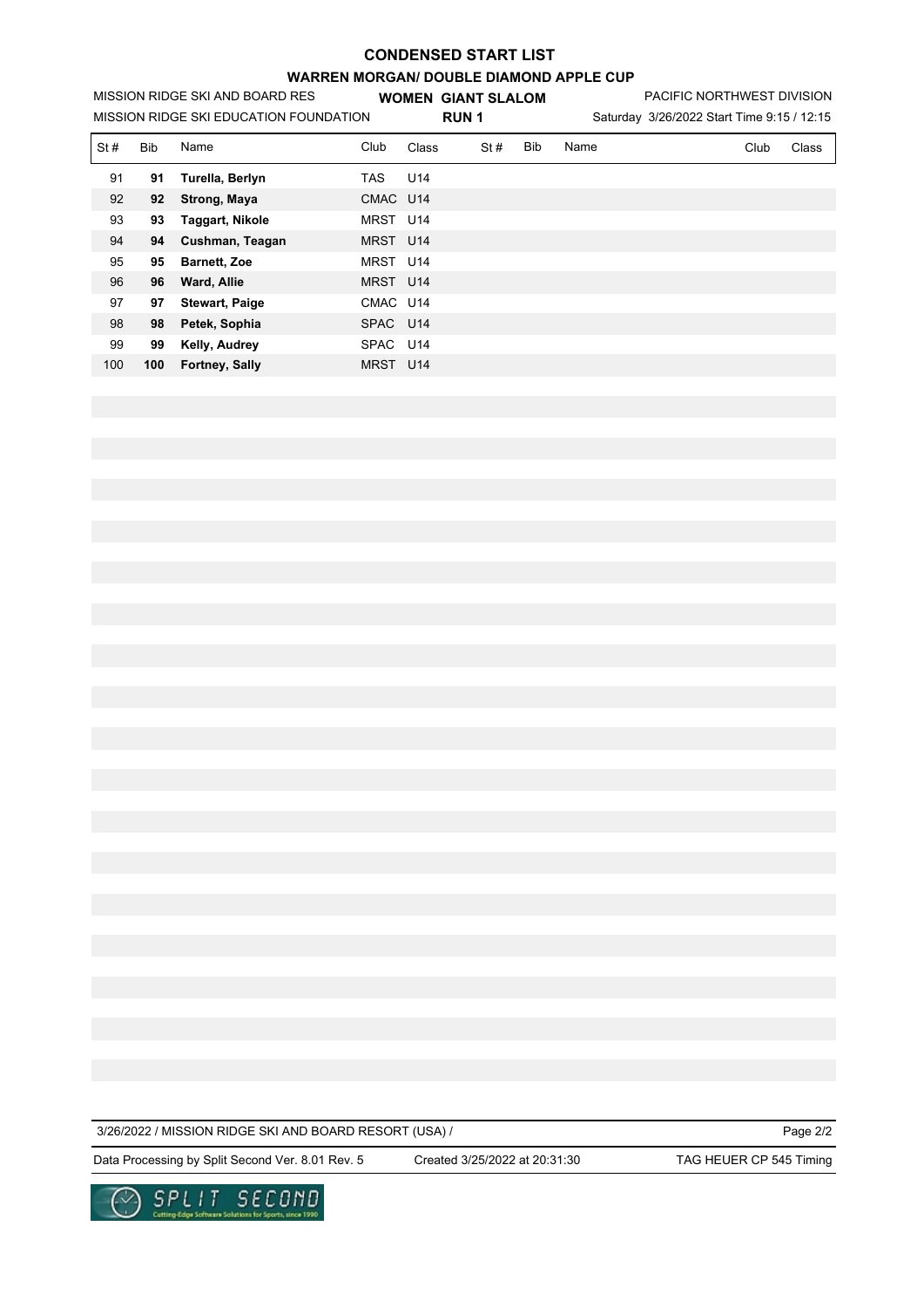# CONDENSED START LIST

## WARREN MORGAN/ DOUBLE DIAMOND APPLE CUP

MISSION RIDGE SKI AND BOARD RES | **WOMEN GIANT SLALOM** | PACIFIC NORTHWEST DIVISION

MISSION RIDGE SKI EDUCATION FOUNDATION | **RUN 1** | Saturday 3/26/2022 Start Time 9:15 / 12:15

| St # | Bib | Name | Club | Class | St # | Bib | Name | Club | Class |
|---|---|---|---|---|---|---|---|---|---|
| 91 | **91** | **Turella, Berlyn** | TAS | U14 | | | | | |
| 92 | **92** | **Strong, Maya** | CMAC | U14 | | | | | |
| 93 | **93** | **Taggart, Nikole** | MRST | U14 | | | | | |
| 94 | **94** | **Cushman, Teagan** | MRST | U14 | | | | | |
| 95 | **95** | **Barnett, Zoe** | MRST | U14 | | | | | |
| 96 | **96** | **Ward, Allie** | MRST | U14 | | | | | |
| 97 | **97** | **Stewart, Paige** | CMAC | U14 | | | | | |
| 98 | **98** | **Petek, Sophia** | SPAC | U14 | | | | | |
| 99 | **99** | **Kelly, Audrey** | SPAC | U14 | | | | | |
| 100 | **100** | **Fortney, Sally** | MRST | U14 | | | | | |

3/26/2022 / MISSION RIDGE SKI AND BOARD RESORT (USA) /

Data Processing by Split Second Ver. 8.01 Rev. 5 | Created 3/25/2022 at 20:31:30 | TAG HEUER CP 545 Timing